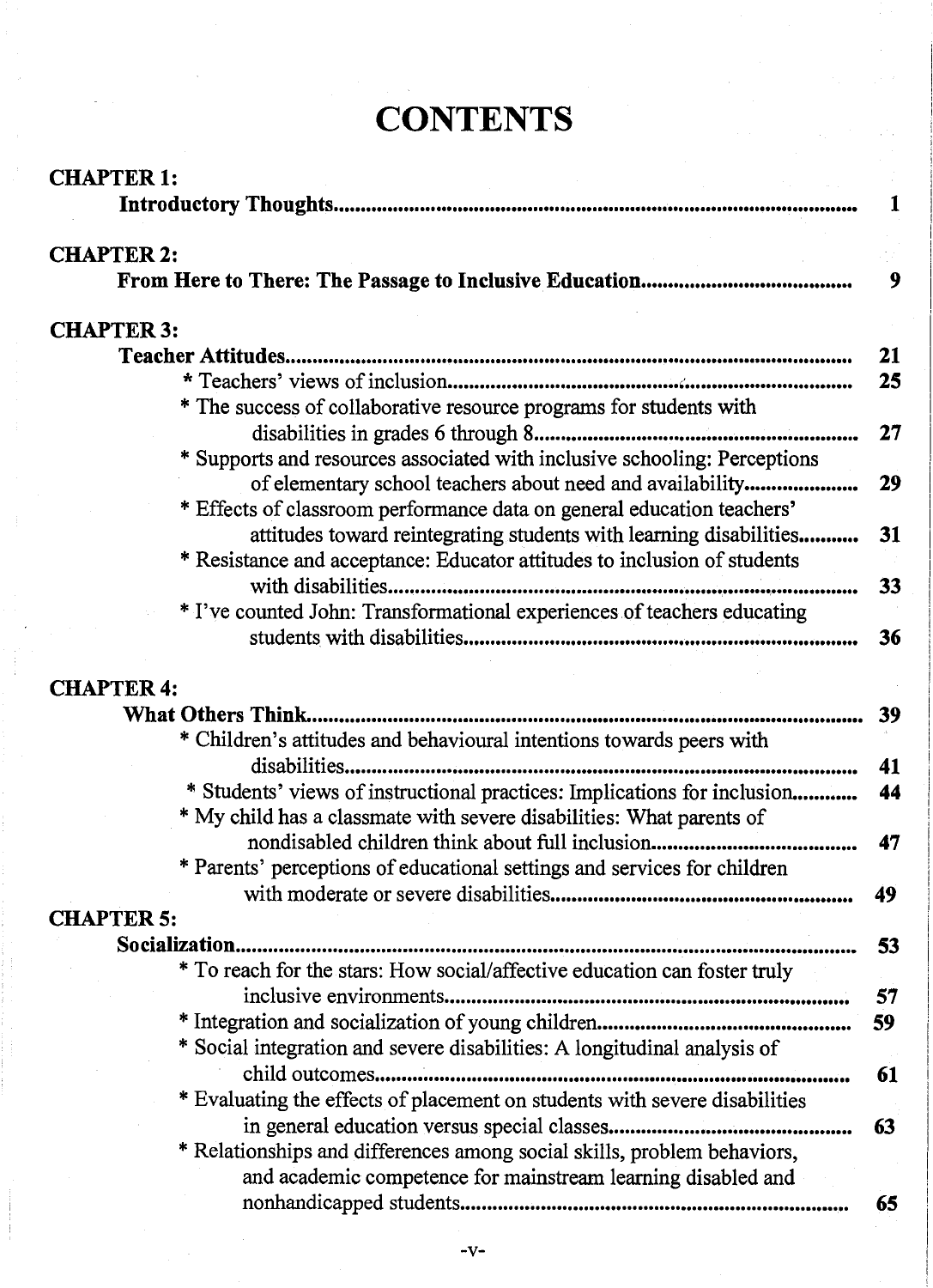# CONTENTS

**CHAPTER 1:**

**Introductory Thoughts** .......... 1

**CHAPTER 2:**

**From Here to There: The Passage to Inclusive Education** .......... 9

**CHAPTER 3:**

**Teacher Attitudes** .......... 21

* Teachers' views of inclusion .......... 25
* The success of collaborative resource programs for students with disabilities in grades 6 through 8 .......... 27
* Supports and resources associated with inclusive schooling: Perceptions of elementary school teachers about need and availability .......... 29
* Effects of classroom performance data on general education teachers' attitudes toward reintegrating students with learning disabilities .......... 31
* Resistance and acceptance: Educator attitudes to inclusion of students with disabilities .......... 33
* I've counted John: Transformational experiences of teachers educating students with disabilities .......... 36

**CHAPTER 4:**

**What Others Think** .......... 39

* Children's attitudes and behavioural intentions towards peers with disabilities .......... 41
* Students' views of instructional practices: Implications for inclusion .......... 44
* My child has a classmate with severe disabilities: What parents of nondisabled children think about full inclusion .......... 47
* Parents' perceptions of educational settings and services for children with moderate or severe disabilities .......... 49

**CHAPTER 5:**

**Socialization** .......... 53

* To reach for the stars: How social/affective education can foster truly inclusive environments .......... 57
* Integration and socialization of young children .......... 59
* Social integration and severe disabilities: A longitudinal analysis of child outcomes .......... 61
* Evaluating the effects of placement on students with severe disabilities in general education versus special classes .......... 63
* Relationships and differences among social skills, problem behaviors, and academic competence for mainstream learning disabled and nonhandicapped students .......... 65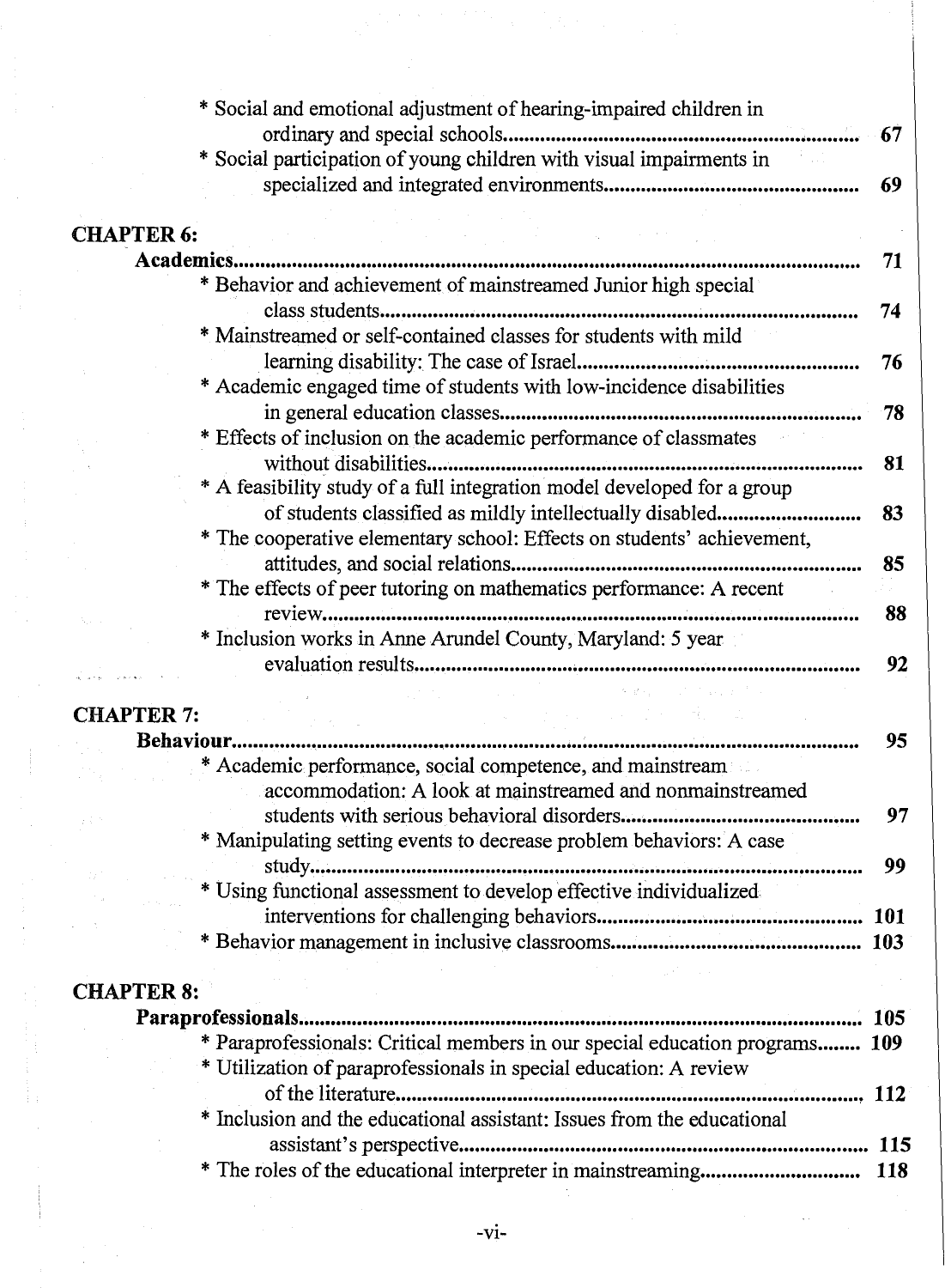* Social and emotional adjustment of hearing-impaired children in ordinary and special schools .......... 67
* Social participation of young children with visual impairments in specialized and integrated environments .......... 69

## CHAPTER 6:

**Academics** .......... 71

* Behavior and achievement of mainstreamed Junior high special class students .......... 74
* Mainstreamed or self-contained classes for students with mild learning disability: The case of Israel .......... 76
* Academic engaged time of students with low-incidence disabilities in general education classes .......... 78
* Effects of inclusion on the academic performance of classmates without disabilities .......... 81
* A feasibility study of a full integration model developed for a group of students classified as mildly intellectually disabled .......... 83
* The cooperative elementary school: Effects on students' achievement, attitudes, and social relations .......... 85
* The effects of peer tutoring on mathematics performance: A recent review .......... 88
* Inclusion works in Anne Arundel County, Maryland: 5 year evaluation results .......... 92

## CHAPTER 7:

**Behaviour** .......... 95

* Academic performance, social competence, and mainstream accommodation: A look at mainstreamed and nonmainstreamed students with serious behavioral disorders .......... 97
* Manipulating setting events to decrease problem behaviors: A case study .......... 99
* Using functional assessment to develop effective individualized interventions for challenging behaviors .......... 101
* Behavior management in inclusive classrooms .......... 103

## CHAPTER 8:

**Paraprofessionals** .......... 105

* Paraprofessionals: Critical members in our special education programs .......... 109
* Utilization of paraprofessionals in special education: A review of the literature .......... 112
* Inclusion and the educational assistant: Issues from the educational assistant's perspective .......... 115
* The roles of the educational interpreter in mainstreaming .......... 118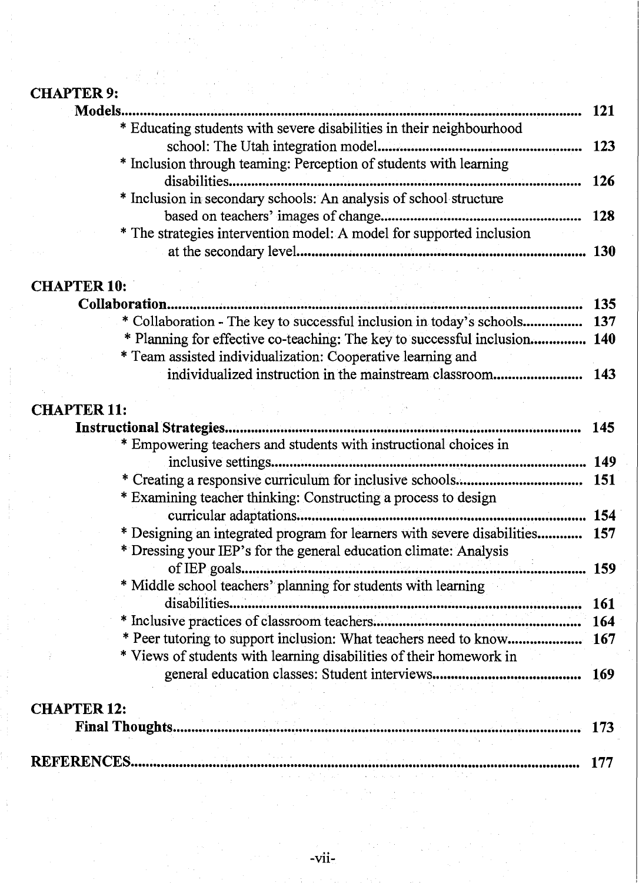**CHAPTER 9:**

**Models** .......... **121**

- \* Educating students with severe disabilities in their neighbourhood school: The Utah integration model .......... **123**
- \* Inclusion through teaming: Perception of students with learning disabilities .......... **126**
- \* Inclusion in secondary schools: An analysis of school structure based on teachers' images of change .......... **128**
- \* The strategies intervention model: A model for supported inclusion at the secondary level .......... **130**

**CHAPTER 10:**

**Collaboration** .......... **135**

- \* Collaboration - The key to successful inclusion in today's schools .......... **137**
- \* Planning for effective co-teaching: The key to successful inclusion .......... **140**
- \* Team assisted individualization: Cooperative learning and individualized instruction in the mainstream classroom .......... **143**

**CHAPTER 11:**

**Instructional Strategies** .......... **145**

- \* Empowering teachers and students with instructional choices in inclusive settings .......... **149**
- \* Creating a responsive curriculum for inclusive schools .......... **151**
- \* Examining teacher thinking: Constructing a process to design curricular adaptations .......... **154**
- \* Designing an integrated program for learners with severe disabilities .......... **157**
- \* Dressing your IEP's for the general education climate: Analysis of IEP goals .......... **159**
- \* Middle school teachers' planning for students with learning disabilities .......... **161**
- \* Inclusive practices of classroom teachers .......... **164**
- \* Peer tutoring to support inclusion: What teachers need to know .......... **167**
- \* Views of students with learning disabilities of their homework in general education classes: Student interviews .......... **169**

**CHAPTER 12:**

**Final Thoughts** .......... **173**

**REFERENCES** .......... **177**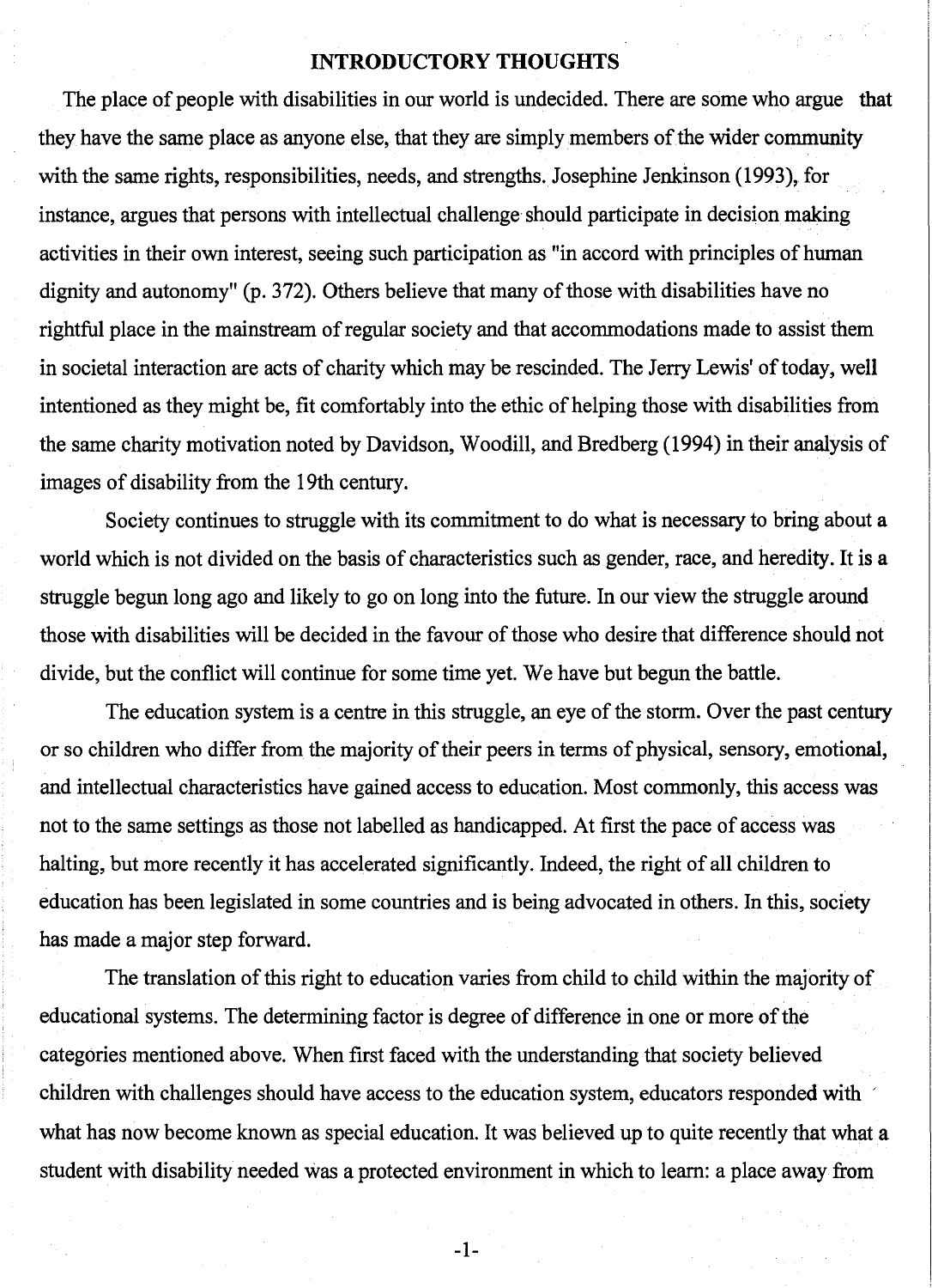## INTRODUCTORY THOUGHTS

The place of people with disabilities in our world is undecided. There are some who argue that they have the same place as anyone else, that they are simply members of the wider community with the same rights, responsibilities, needs, and strengths. Josephine Jenkinson (1993), for instance, argues that persons with intellectual challenge should participate in decision making activities in their own interest, seeing such participation as "in accord with principles of human dignity and autonomy" (p. 372). Others believe that many of those with disabilities have no rightful place in the mainstream of regular society and that accommodations made to assist them in societal interaction are acts of charity which may be rescinded. The Jerry Lewis' of today, well intentioned as they might be, fit comfortably into the ethic of helping those with disabilities from the same charity motivation noted by Davidson, Woodill, and Bredberg (1994) in their analysis of images of disability from the 19th century.

Society continues to struggle with its commitment to do what is necessary to bring about a world which is not divided on the basis of characteristics such as gender, race, and heredity. It is a struggle begun long ago and likely to go on long into the future. In our view the struggle around those with disabilities will be decided in the favour of those who desire that difference should not divide, but the conflict will continue for some time yet. We have but begun the battle.

The education system is a centre in this struggle, an eye of the storm. Over the past century or so children who differ from the majority of their peers in terms of physical, sensory, emotional, and intellectual characteristics have gained access to education. Most commonly, this access was not to the same settings as those not labelled as handicapped. At first the pace of access was halting, but more recently it has accelerated significantly. Indeed, the right of all children to education has been legislated in some countries and is being advocated in others. In this, society has made a major step forward.

The translation of this right to education varies from child to child within the majority of educational systems. The determining factor is degree of difference in one or more of the categories mentioned above. When first faced with the understanding that society believed children with challenges should have access to the education system, educators responded with what has now become known as special education. It was believed up to quite recently that what a student with disability needed was a protected environment in which to learn: a place away from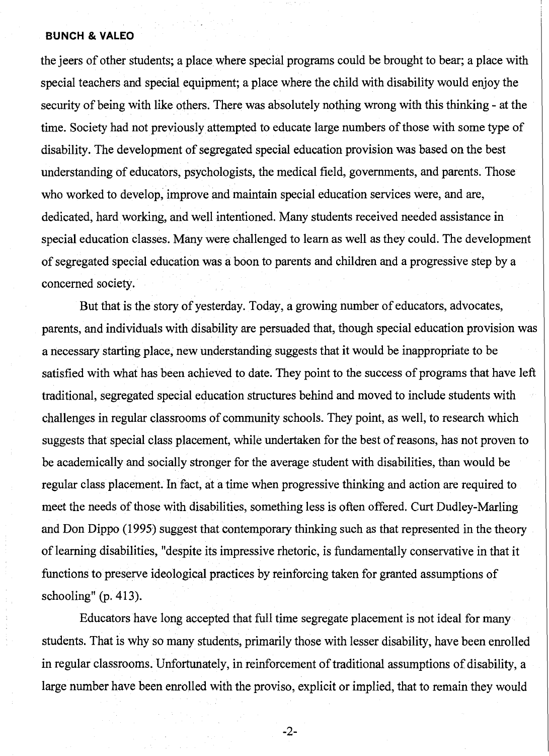the jeers of other students; a place where special programs could be brought to bear; a place with special teachers and special equipment; a place where the child with disability would enjoy the security of being with like others. There was absolutely nothing wrong with this thinking - at the time. Society had not previously attempted to educate large numbers of those with some type of disability. The development of segregated special education provision was based on the best understanding of educators, psychologists, the medical field, governments, and parents. Those who worked to develop, improve and maintain special education services were, and are, dedicated, hard working, and well intentioned. Many students received needed assistance in special education classes. Many were challenged to learn as well as they could. The development of segregated special education was a boon to parents and children and a progressive step by a concerned society.

But that is the story of yesterday. Today, a growing number of educators, advocates, parents, and individuals with disability are persuaded that, though special education provision was a necessary starting place, new understanding suggests that it would be inappropriate to be satisfied with what has been achieved to date. They point to the success of programs that have left traditional, segregated special education structures behind and moved to include students with challenges in regular classrooms of community schools. They point, as well, to research which suggests that special class placement, while undertaken for the best of reasons, has not proven to be academically and socially stronger for the average student with disabilities, than would be regular class placement. In fact, at a time when progressive thinking and action are required to meet the needs of those with disabilities, something less is often offered. Curt Dudley-Marling and Don Dippo (1995) suggest that contemporary thinking such as that represented in the theory of learning disabilities, "despite its impressive rhetoric, is fundamentally conservative in that it functions to preserve ideological practices by reinforcing taken for granted assumptions of schooling" (p. 413).

Educators have long accepted that full time segregate placement is not ideal for many students. That is why so many students, primarily those with lesser disability, have been enrolled in regular classrooms. Unfortunately, in reinforcement of traditional assumptions of disability, a large number have been enrolled with the proviso, explicit or implied, that to remain they would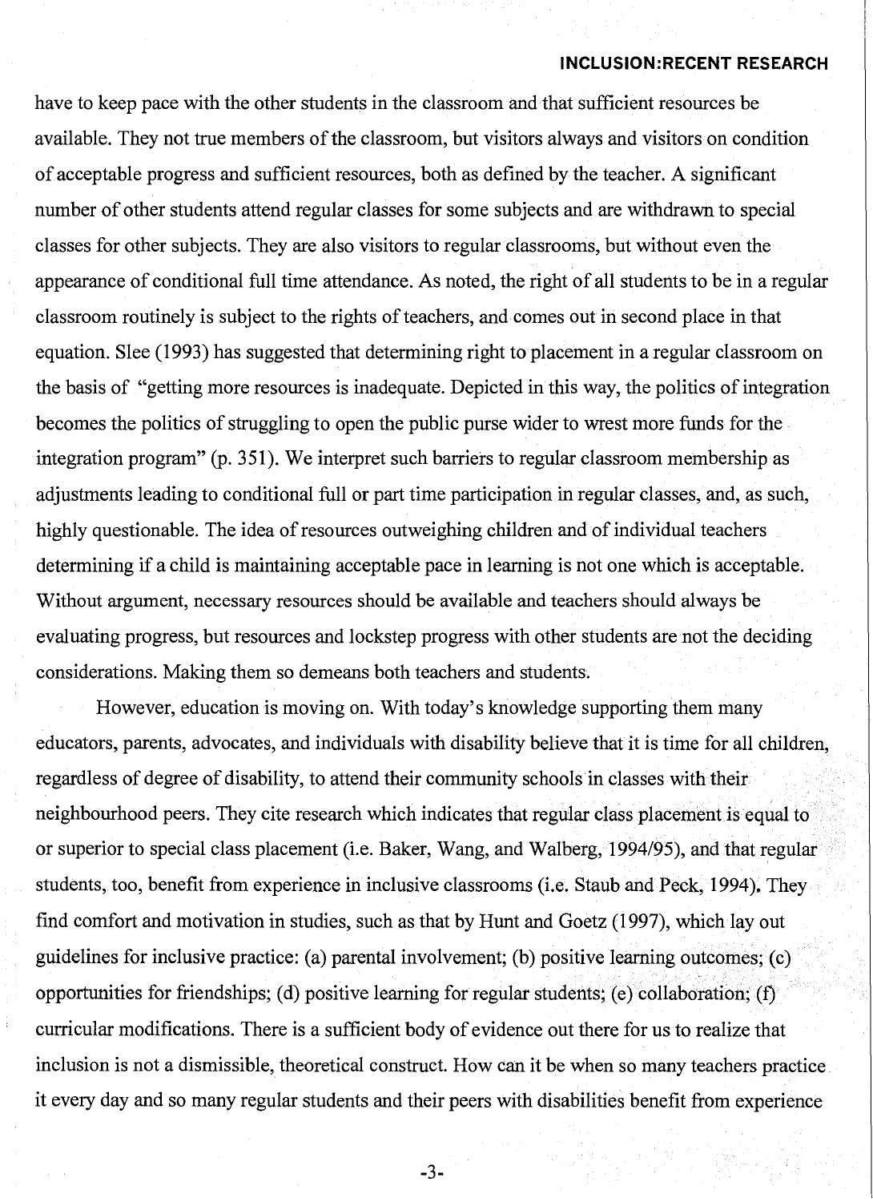have to keep pace with the other students in the classroom and that sufficient resources be available. They not true members of the classroom, but visitors always and visitors on condition of acceptable progress and sufficient resources, both as defined by the teacher. A significant number of other students attend regular classes for some subjects and are withdrawn to special classes for other subjects. They are also visitors to regular classrooms, but without even the appearance of conditional full time attendance. As noted, the right of all students to be in a regular classroom routinely is subject to the rights of teachers, and comes out in second place in that equation. Slee (1993) has suggested that determining right to placement in a regular classroom on the basis of "getting more resources is inadequate. Depicted in this way, the politics of integration becomes the politics of struggling to open the public purse wider to wrest more funds for the integration program" (p. 351). We interpret such barriers to regular classroom membership as adjustments leading to conditional full or part time participation in regular classes, and, as such, highly questionable. The idea of resources outweighing children and of individual teachers determining if a child is maintaining acceptable pace in learning is not one which is acceptable. Without argument, necessary resources should be available and teachers should always be evaluating progress, but resources and lockstep progress with other students are not the deciding considerations. Making them so demeans both teachers and students.

However, education is moving on. With today's knowledge supporting them many educators, parents, advocates, and individuals with disability believe that it is time for all children, regardless of degree of disability, to attend their community schools in classes with their neighbourhood peers. They cite research which indicates that regular class placement is equal to or superior to special class placement (i.e. Baker, Wang, and Walberg, 1994/95), and that regular students, too, benefit from experience in inclusive classrooms (i.e. Staub and Peck, 1994). They find comfort and motivation in studies, such as that by Hunt and Goetz (1997), which lay out guidelines for inclusive practice: (a) parental involvement; (b) positive learning outcomes; (c) opportunities for friendships; (d) positive learning for regular students; (e) collaboration; (f) curricular modifications. There is a sufficient body of evidence out there for us to realize that inclusion is not a dismissible, theoretical construct. How can it be when so many teachers practice it every day and so many regular students and their peers with disabilities benefit from experience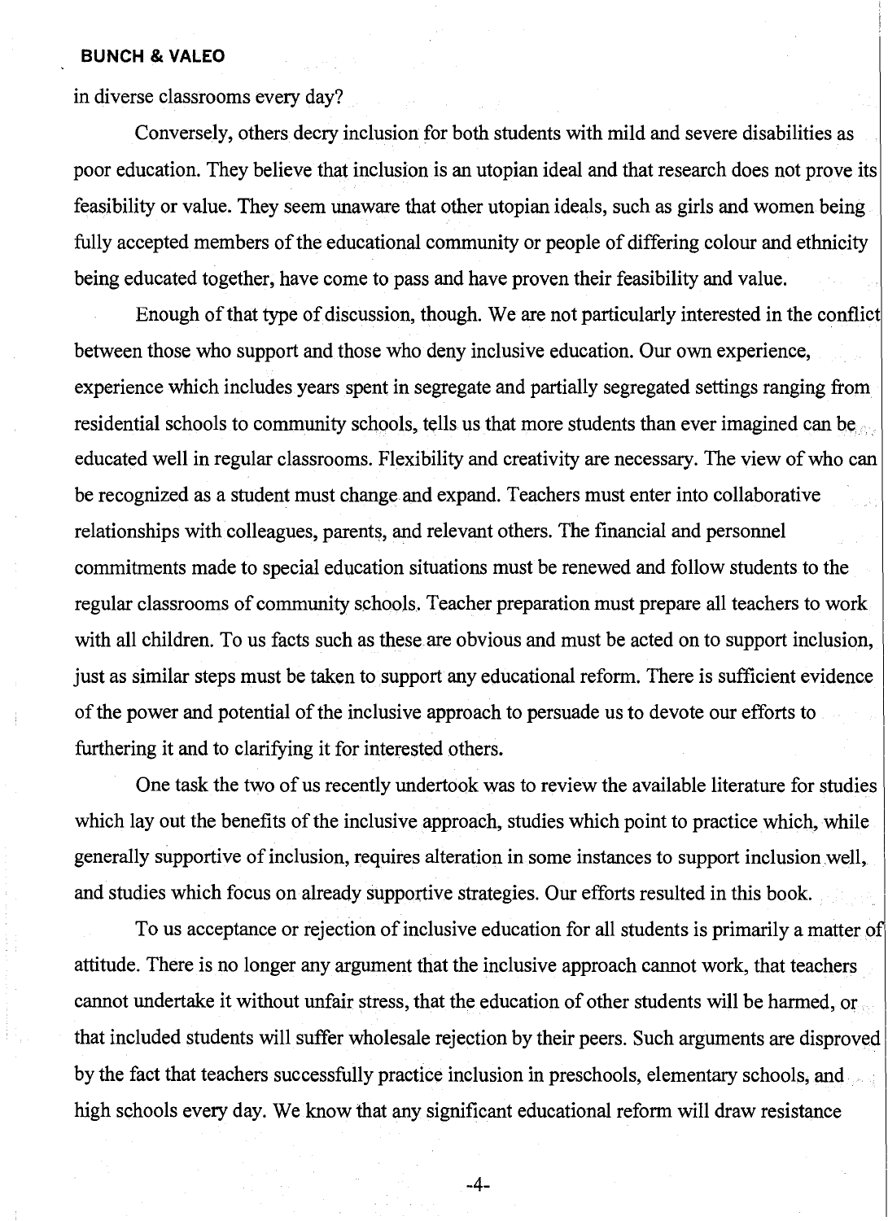in diverse classrooms every day?

Conversely, others decry inclusion for both students with mild and severe disabilities as poor education. They believe that inclusion is an utopian ideal and that research does not prove its feasibility or value. They seem unaware that other utopian ideals, such as girls and women being fully accepted members of the educational community or people of differing colour and ethnicity being educated together, have come to pass and have proven their feasibility and value.

Enough of that type of discussion, though. We are not particularly interested in the conflict between those who support and those who deny inclusive education. Our own experience, experience which includes years spent in segregate and partially segregated settings ranging from residential schools to community schools, tells us that more students than ever imagined can be educated well in regular classrooms. Flexibility and creativity are necessary. The view of who can be recognized as a student must change and expand. Teachers must enter into collaborative relationships with colleagues, parents, and relevant others. The financial and personnel commitments made to special education situations must be renewed and follow students to the regular classrooms of community schools. Teacher preparation must prepare all teachers to work with all children. To us facts such as these are obvious and must be acted on to support inclusion, just as similar steps must be taken to support any educational reform. There is sufficient evidence of the power and potential of the inclusive approach to persuade us to devote our efforts to furthering it and to clarifying it for interested others.

One task the two of us recently undertook was to review the available literature for studies which lay out the benefits of the inclusive approach, studies which point to practice which, while generally supportive of inclusion, requires alteration in some instances to support inclusion well, and studies which focus on already supportive strategies. Our efforts resulted in this book.

To us acceptance or rejection of inclusive education for all students is primarily a matter of attitude. There is no longer any argument that the inclusive approach cannot work, that teachers cannot undertake it without unfair stress, that the education of other students will be harmed, or that included students will suffer wholesale rejection by their peers. Such arguments are disproved by the fact that teachers successfully practice inclusion in preschools, elementary schools, and high schools every day. We know that any significant educational reform will draw resistance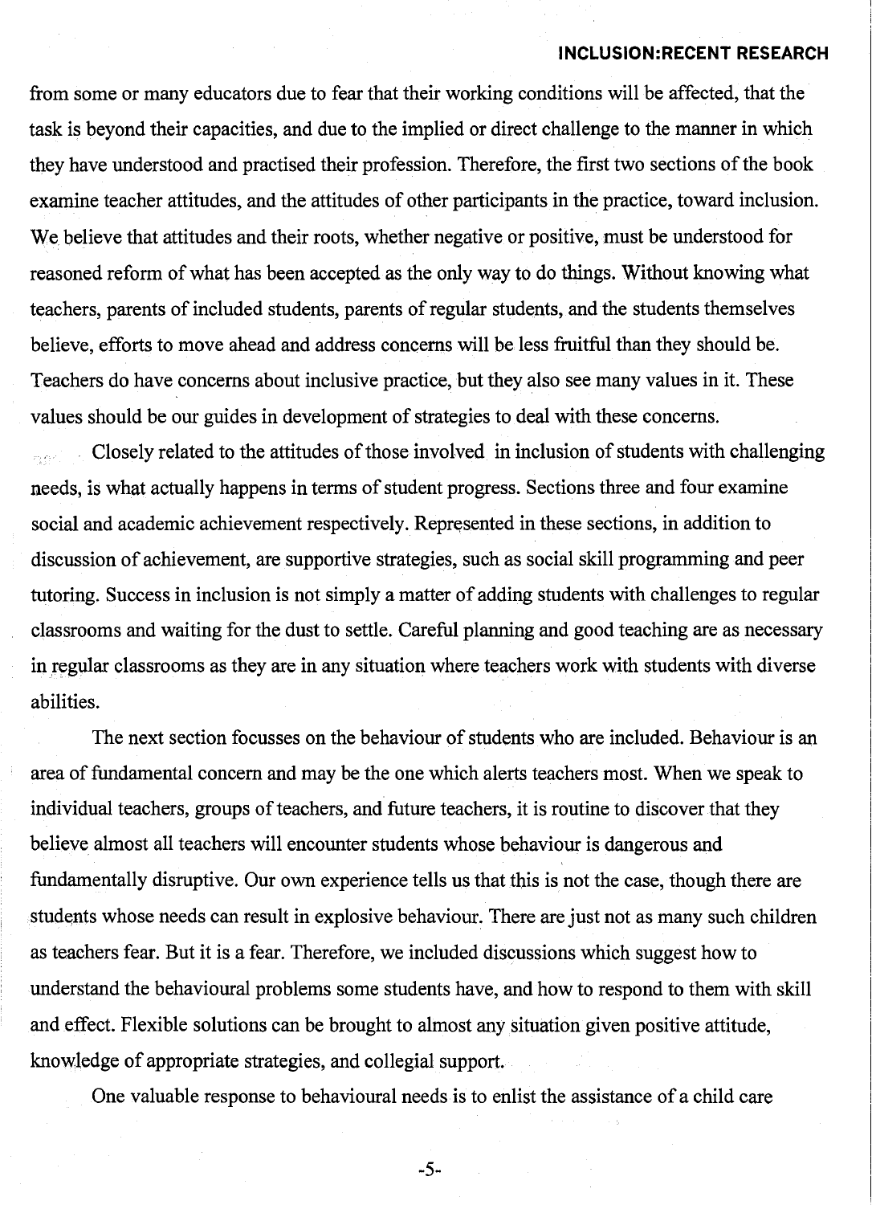from some or many educators due to fear that their working conditions will be affected, that the task is beyond their capacities, and due to the implied or direct challenge to the manner in which they have understood and practised their profession. Therefore, the first two sections of the book examine teacher attitudes, and the attitudes of other participants in the practice, toward inclusion. We believe that attitudes and their roots, whether negative or positive, must be understood for reasoned reform of what has been accepted as the only way to do things. Without knowing what teachers, parents of included students, parents of regular students, and the students themselves believe, efforts to move ahead and address concerns will be less fruitful than they should be. Teachers do have concerns about inclusive practice, but they also see many values in it. These values should be our guides in development of strategies to deal with these concerns.

Closely related to the attitudes of those involved in inclusion of students with challenging needs, is what actually happens in terms of student progress. Sections three and four examine social and academic achievement respectively. Represented in these sections, in addition to discussion of achievement, are supportive strategies, such as social skill programming and peer tutoring. Success in inclusion is not simply a matter of adding students with challenges to regular classrooms and waiting for the dust to settle. Careful planning and good teaching are as necessary in regular classrooms as they are in any situation where teachers work with students with diverse abilities.

The next section focusses on the behaviour of students who are included. Behaviour is an area of fundamental concern and may be the one which alerts teachers most. When we speak to individual teachers, groups of teachers, and future teachers, it is routine to discover that they believe almost all teachers will encounter students whose behaviour is dangerous and fundamentally disruptive. Our own experience tells us that this is not the case, though there are students whose needs can result in explosive behaviour. There are just not as many such children as teachers fear. But it is a fear. Therefore, we included discussions which suggest how to understand the behavioural problems some students have, and how to respond to them with skill and effect. Flexible solutions can be brought to almost any situation given positive attitude, knowledge of appropriate strategies, and collegial support.

One valuable response to behavioural needs is to enlist the assistance of a child care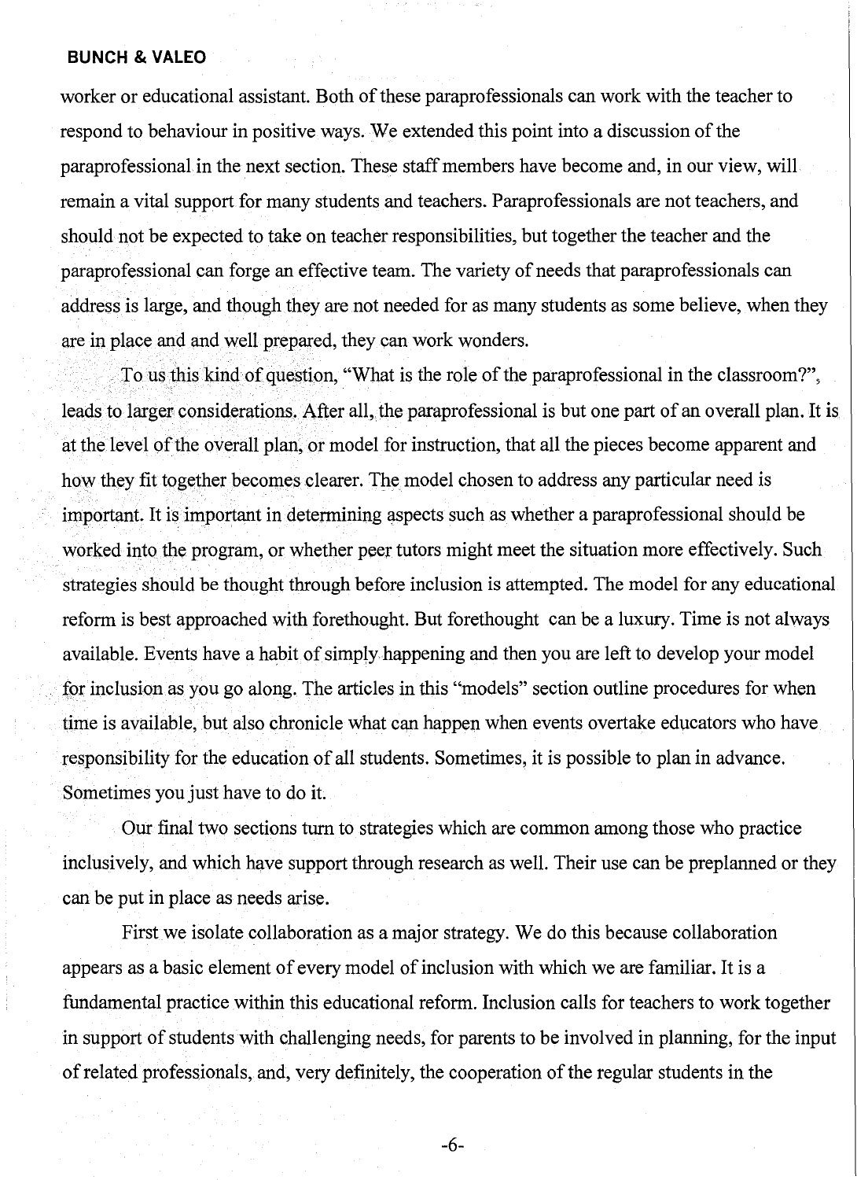worker or educational assistant. Both of these paraprofessionals can work with the teacher to respond to behaviour in positive ways. We extended this point into a discussion of the paraprofessional in the next section. These staff members have become and, in our view, will remain a vital support for many students and teachers. Paraprofessionals are not teachers, and should not be expected to take on teacher responsibilities, but together the teacher and the paraprofessional can forge an effective team. The variety of needs that paraprofessionals can address is large, and though they are not needed for as many students as some believe, when they are in place and and well prepared, they can work wonders.

To us this kind of question, "What is the role of the paraprofessional in the classroom?", leads to larger considerations. After all, the paraprofessional is but one part of an overall plan. It is at the level of the overall plan, or model for instruction, that all the pieces become apparent and how they fit together becomes clearer. The model chosen to address any particular need is important. It is important in determining aspects such as whether a paraprofessional should be worked into the program, or whether peer tutors might meet the situation more effectively. Such strategies should be thought through before inclusion is attempted. The model for any educational reform is best approached with forethought. But forethought can be a luxury. Time is not always available. Events have a habit of simply happening and then you are left to develop your model for inclusion as you go along. The articles in this "models" section outline procedures for when time is available, but also chronicle what can happen when events overtake educators who have responsibility for the education of all students. Sometimes, it is possible to plan in advance. Sometimes you just have to do it.

Our final two sections turn to strategies which are common among those who practice inclusively, and which have support through research as well. Their use can be preplanned or they can be put in place as needs arise.

First we isolate collaboration as a major strategy. We do this because collaboration appears as a basic element of every model of inclusion with which we are familiar. It is a fundamental practice within this educational reform. Inclusion calls for teachers to work together in support of students with challenging needs, for parents to be involved in planning, for the input of related professionals, and, very definitely, the cooperation of the regular students in the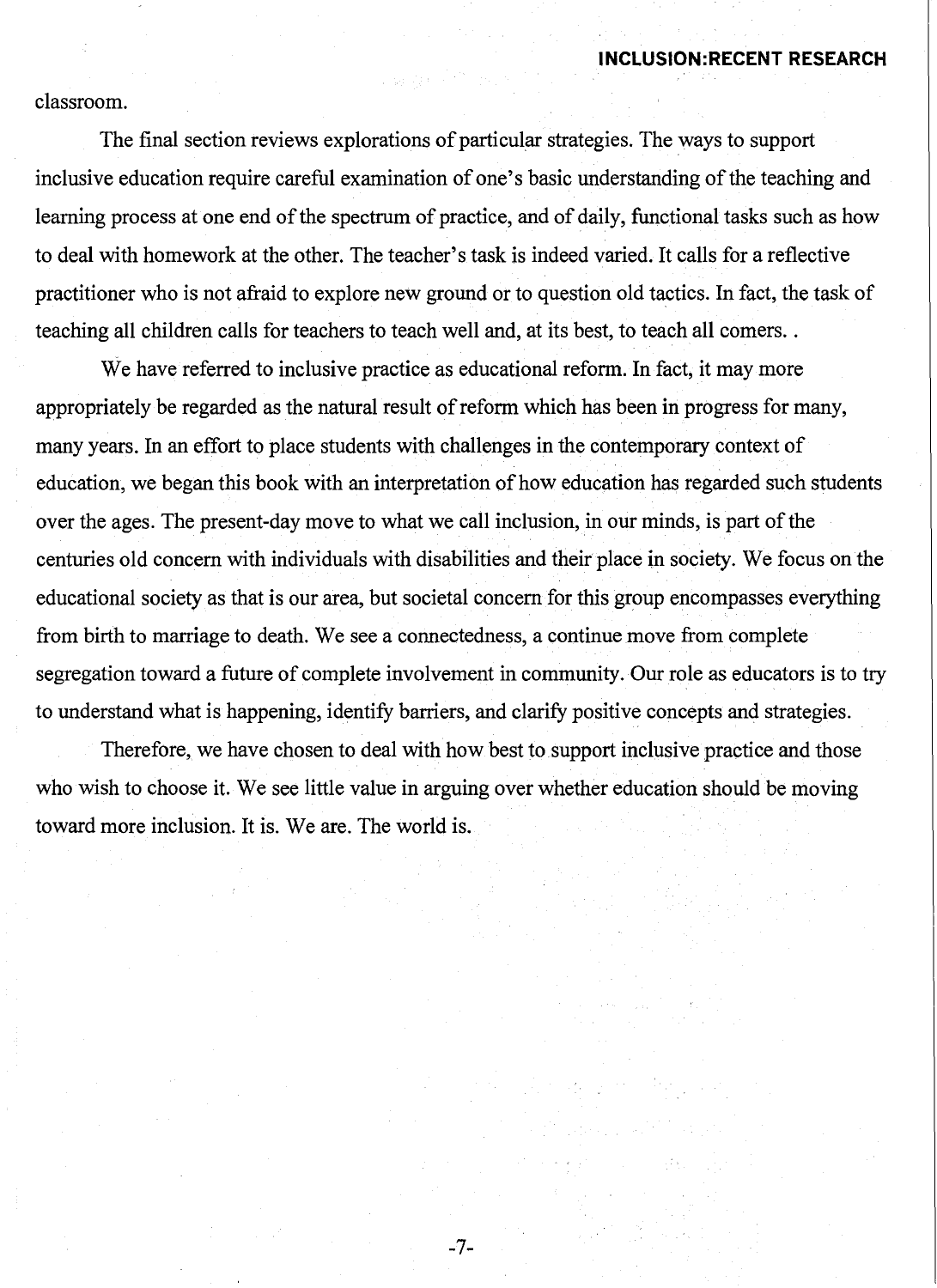classroom.

The final section reviews explorations of particular strategies. The ways to support inclusive education require careful examination of one's basic understanding of the teaching and learning process at one end of the spectrum of practice, and of daily, functional tasks such as how to deal with homework at the other. The teacher's task is indeed varied. It calls for a reflective practitioner who is not afraid to explore new ground or to question old tactics. In fact, the task of teaching all children calls for teachers to teach well and, at its best, to teach all comers. .

We have referred to inclusive practice as educational reform. In fact, it may more appropriately be regarded as the natural result of reform which has been in progress for many, many years. In an effort to place students with challenges in the contemporary context of education, we began this book with an interpretation of how education has regarded such students over the ages. The present-day move to what we call inclusion, in our minds, is part of the centuries old concern with individuals with disabilities and their place in society. We focus on the educational society as that is our area, but societal concern for this group encompasses everything from birth to marriage to death. We see a connectedness, a continue move from complete segregation toward a future of complete involvement in community. Our role as educators is to try to understand what is happening, identify barriers, and clarify positive concepts and strategies.

Therefore, we have chosen to deal with how best to support inclusive practice and those who wish to choose it. We see little value in arguing over whether education should be moving toward more inclusion. It is. We are. The world is.